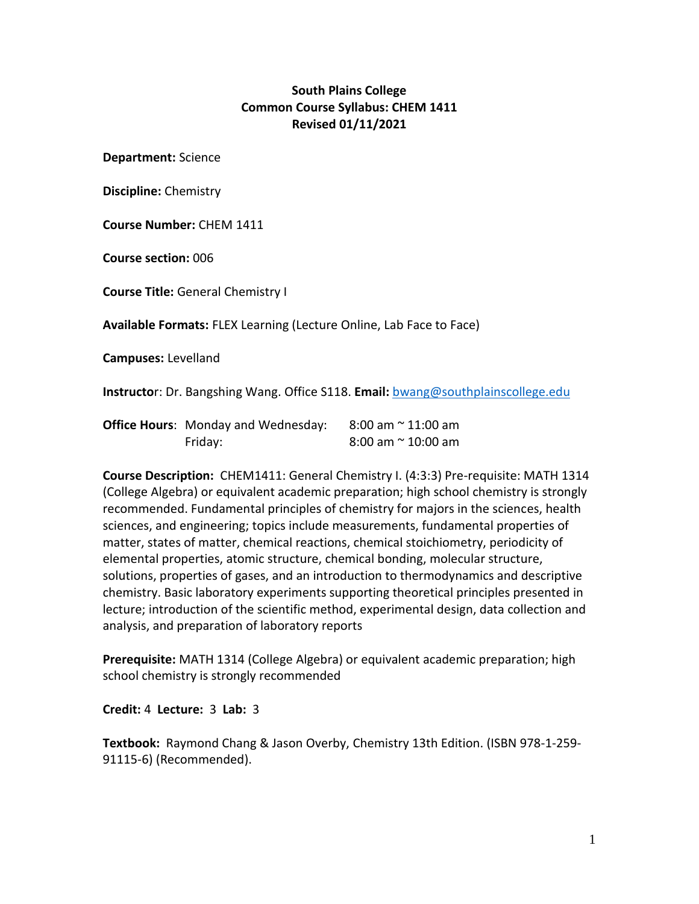**South Plains College**
**Common Course Syllabus: CHEM 1411**
**Revised 01/11/2021**

**Department:** Science

**Discipline:** Chemistry

**Course Number:** CHEM 1411

**Course section:** 006

**Course Title:** General Chemistry I

**Available Formats:** FLEX Learning (Lecture Online, Lab Face to Face)

**Campuses:** Levelland

**Instructo**r: Dr. Bangshing Wang. Office S118. **Email:** bwang@southplainscollege.edu

**Office Hours**: Monday and Wednesday: 8:00 am ~ 11:00 am
Friday: 8:00 am ~ 10:00 am

**Course Description:** CHEM1411: General Chemistry I. (4:3:3) Pre-requisite: MATH 1314 (College Algebra) or equivalent academic preparation; high school chemistry is strongly recommended. Fundamental principles of chemistry for majors in the sciences, health sciences, and engineering; topics include measurements, fundamental properties of matter, states of matter, chemical reactions, chemical stoichiometry, periodicity of elemental properties, atomic structure, chemical bonding, molecular structure, solutions, properties of gases, and an introduction to thermodynamics and descriptive chemistry. Basic laboratory experiments supporting theoretical principles presented in lecture; introduction of the scientific method, experimental design, data collection and analysis, and preparation of laboratory reports

**Prerequisite:** MATH 1314 (College Algebra) or equivalent academic preparation; high school chemistry is strongly recommended

**Credit:** 4 **Lecture:** 3 **Lab:** 3

**Textbook:** Raymond Chang & Jason Overby, Chemistry 13th Edition. (ISBN 978-1-259-91115-6) (Recommended).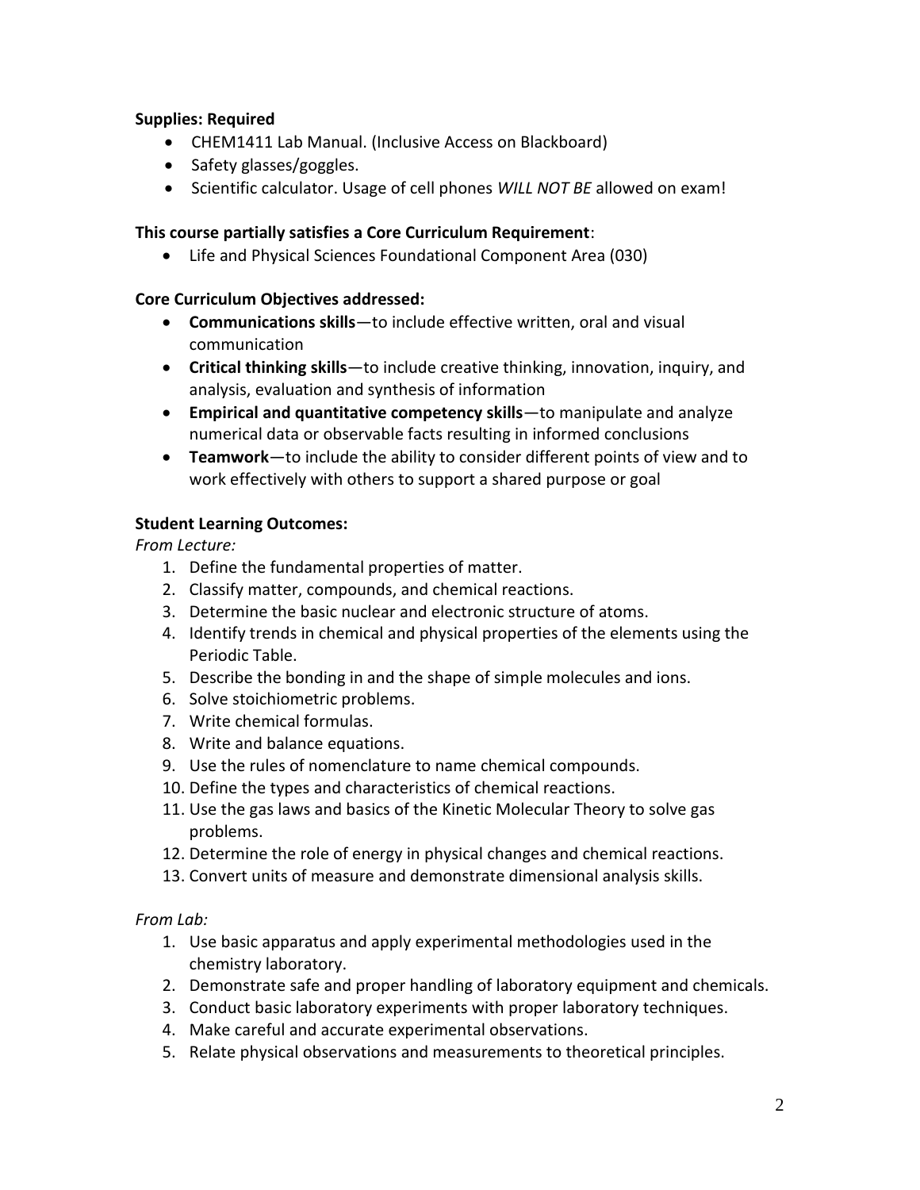**Supplies: Required**

- CHEM1411 Lab Manual. (Inclusive Access on Blackboard)
- Safety glasses/goggles.
- Scientific calculator. Usage of cell phones *WILL NOT BE* allowed on exam!

**This course partially satisfies a Core Curriculum Requirement**:

- Life and Physical Sciences Foundational Component Area (030)

**Core Curriculum Objectives addressed:**

- **Communications skills**—to include effective written, oral and visual communication
- **Critical thinking skills**—to include creative thinking, innovation, inquiry, and analysis, evaluation and synthesis of information
- **Empirical and quantitative competency skills**—to manipulate and analyze numerical data or observable facts resulting in informed conclusions
- **Teamwork**—to include the ability to consider different points of view and to work effectively with others to support a shared purpose or goal

**Student Learning Outcomes:**

*From Lecture:*

1. Define the fundamental properties of matter.
2. Classify matter, compounds, and chemical reactions.
3. Determine the basic nuclear and electronic structure of atoms.
4. Identify trends in chemical and physical properties of the elements using the Periodic Table.
5. Describe the bonding in and the shape of simple molecules and ions.
6. Solve stoichiometric problems.
7. Write chemical formulas.
8. Write and balance equations.
9. Use the rules of nomenclature to name chemical compounds.
10. Define the types and characteristics of chemical reactions.
11. Use the gas laws and basics of the Kinetic Molecular Theory to solve gas problems.
12. Determine the role of energy in physical changes and chemical reactions.
13. Convert units of measure and demonstrate dimensional analysis skills.

*From Lab:*

1. Use basic apparatus and apply experimental methodologies used in the chemistry laboratory.
2. Demonstrate safe and proper handling of laboratory equipment and chemicals.
3. Conduct basic laboratory experiments with proper laboratory techniques.
4. Make careful and accurate experimental observations.
5. Relate physical observations and measurements to theoretical principles.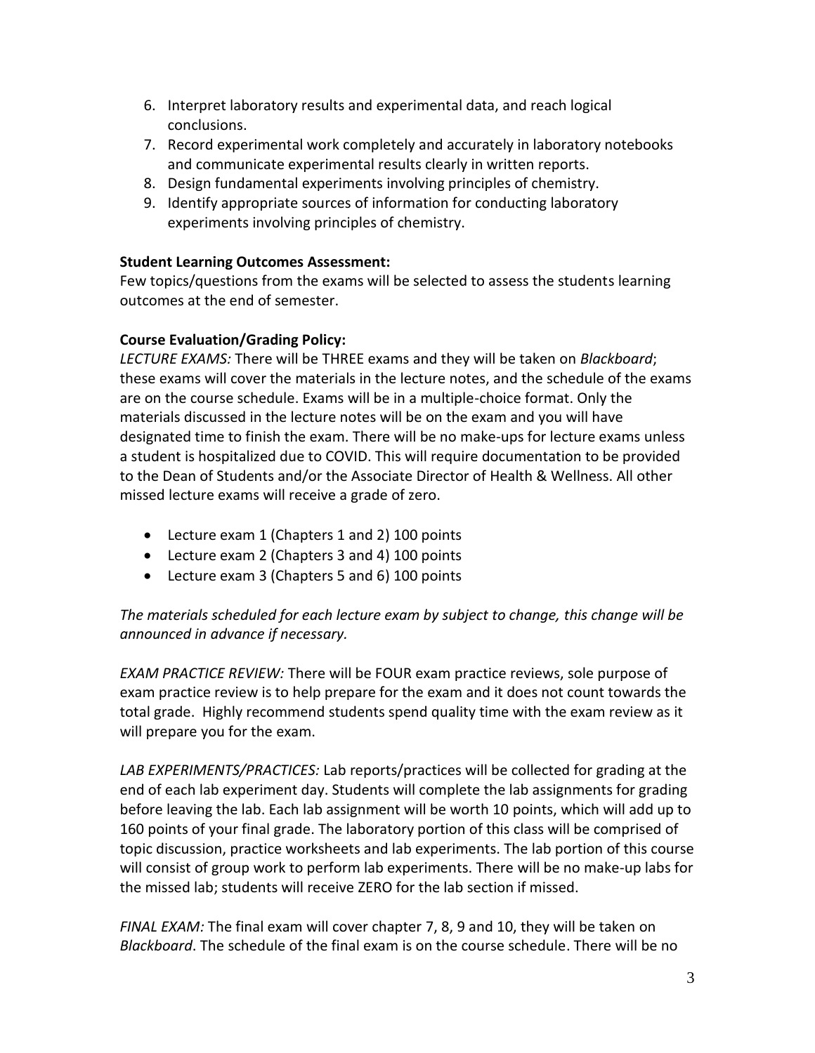6. Interpret laboratory results and experimental data, and reach logical conclusions.
7. Record experimental work completely and accurately in laboratory notebooks and communicate experimental results clearly in written reports.
8. Design fundamental experiments involving principles of chemistry.
9. Identify appropriate sources of information for conducting laboratory experiments involving principles of chemistry.

**Student Learning Outcomes Assessment:**
Few topics/questions from the exams will be selected to assess the students learning outcomes at the end of semester.

**Course Evaluation/Grading Policy:**
*LECTURE EXAMS:* There will be THREE exams and they will be taken on *Blackboard*; these exams will cover the materials in the lecture notes, and the schedule of the exams are on the course schedule. Exams will be in a multiple-choice format. Only the materials discussed in the lecture notes will be on the exam and you will have designated time to finish the exam. There will be no make-ups for lecture exams unless a student is hospitalized due to COVID. This will require documentation to be provided to the Dean of Students and/or the Associate Director of Health & Wellness. All other missed lecture exams will receive a grade of zero.

- Lecture exam 1 (Chapters 1 and 2) 100 points
- Lecture exam 2 (Chapters 3 and 4) 100 points
- Lecture exam 3 (Chapters 5 and 6) 100 points

*The materials scheduled for each lecture exam by subject to change, this change will be announced in advance if necessary.*

*EXAM PRACTICE REVIEW:* There will be FOUR exam practice reviews, sole purpose of exam practice review is to help prepare for the exam and it does not count towards the total grade. Highly recommend students spend quality time with the exam review as it will prepare you for the exam.

*LAB EXPERIMENTS/PRACTICES:* Lab reports/practices will be collected for grading at the end of each lab experiment day. Students will complete the lab assignments for grading before leaving the lab. Each lab assignment will be worth 10 points, which will add up to 160 points of your final grade. The laboratory portion of this class will be comprised of topic discussion, practice worksheets and lab experiments. The lab portion of this course will consist of group work to perform lab experiments. There will be no make-up labs for the missed lab; students will receive ZERO for the lab section if missed.

*FINAL EXAM:* The final exam will cover chapter 7, 8, 9 and 10, they will be taken on *Blackboard*. The schedule of the final exam is on the course schedule. There will be no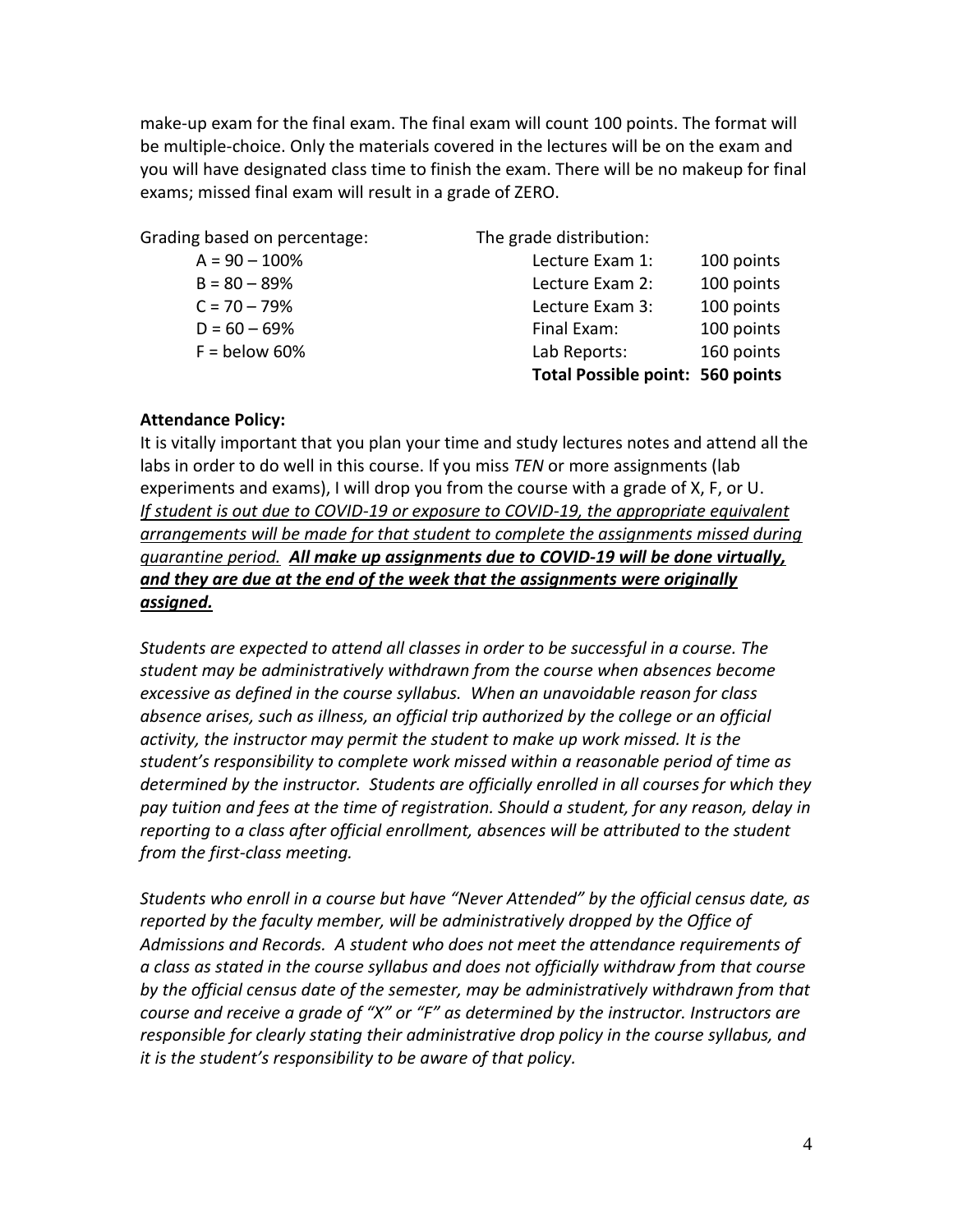make-up exam for the final exam. The final exam will count 100 points. The format will be multiple-choice. Only the materials covered in the lectures will be on the exam and you will have designated class time to finish the exam. There will be no makeup for final exams; missed final exam will result in a grade of ZERO.

| Grading based on percentage: | The grade distribution: | |
|---|---|---|
| A = 90 – 100% | Lecture Exam 1: | 100 points |
| B = 80 – 89% | Lecture Exam 2: | 100 points |
| C = 70 – 79% | Lecture Exam 3: | 100 points |
| D = 60 – 69% | Final Exam: | 100 points |
| F = below 60% | Lab Reports: | 160 points |
| | **Total Possible point:** | **560 points** |

**Attendance Policy:**

It is vitally important that you plan your time and study lectures notes and attend all the labs in order to do well in this course. If you miss *TEN* or more assignments (lab experiments and exams), I will drop you from the course with a grade of X, F, or U. *If student is out due to COVID-19 or exposure to COVID-19, the appropriate equivalent arrangements will be made for that student to complete the assignments missed during quarantine period.* ***All make up assignments due to COVID-19 will be done virtually, and they are due at the end of the week that the assignments were originally assigned.***

*Students are expected to attend all classes in order to be successful in a course. The student may be administratively withdrawn from the course when absences become excessive as defined in the course syllabus. When an unavoidable reason for class absence arises, such as illness, an official trip authorized by the college or an official activity, the instructor may permit the student to make up work missed. It is the student's responsibility to complete work missed within a reasonable period of time as determined by the instructor. Students are officially enrolled in all courses for which they pay tuition and fees at the time of registration. Should a student, for any reason, delay in reporting to a class after official enrollment, absences will be attributed to the student from the first-class meeting.*

*Students who enroll in a course but have "Never Attended" by the official census date, as reported by the faculty member, will be administratively dropped by the Office of Admissions and Records. A student who does not meet the attendance requirements of a class as stated in the course syllabus and does not officially withdraw from that course by the official census date of the semester, may be administratively withdrawn from that course and receive a grade of "X" or "F" as determined by the instructor. Instructors are responsible for clearly stating their administrative drop policy in the course syllabus, and it is the student's responsibility to be aware of that policy.*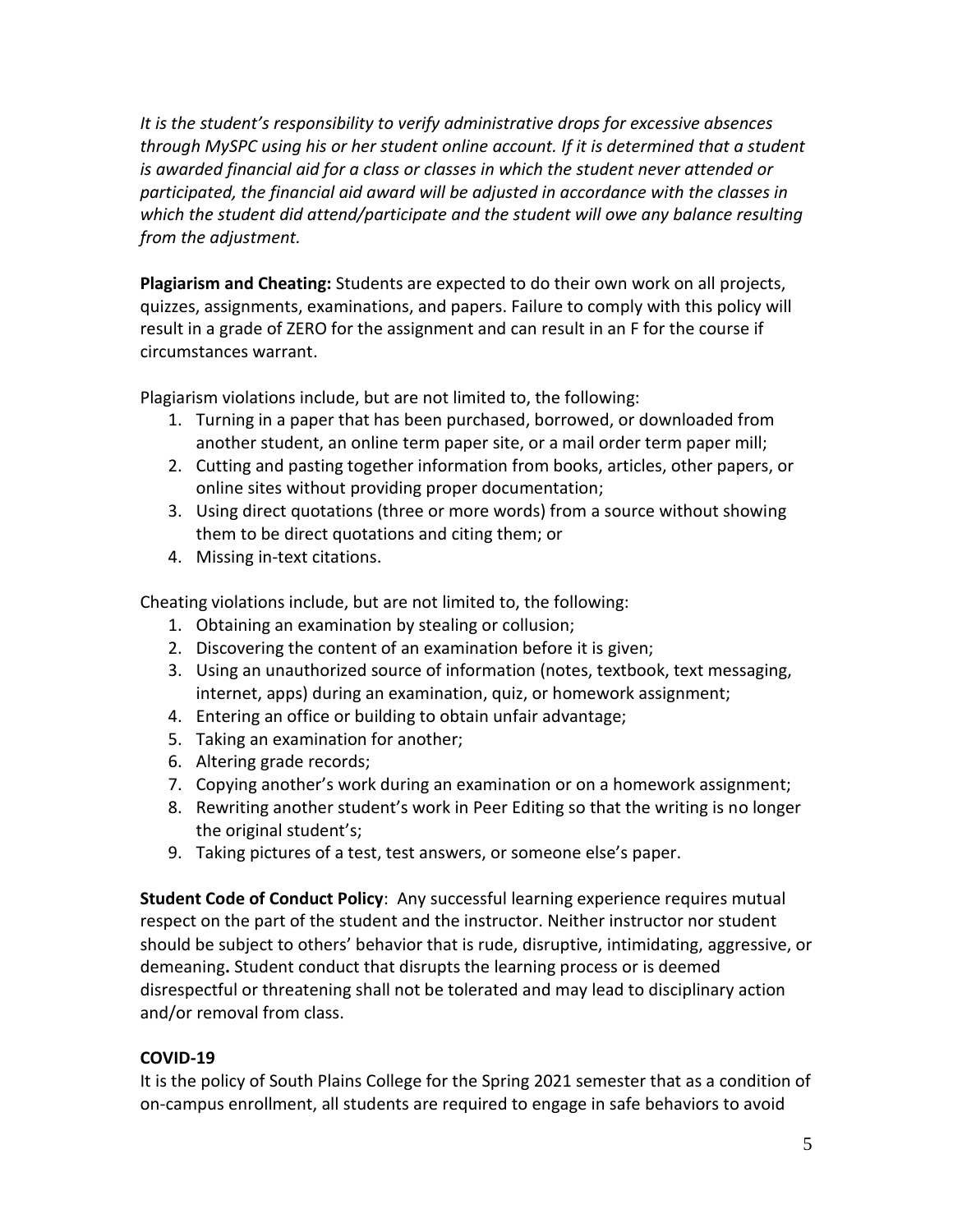*It is the student's responsibility to verify administrative drops for excessive absences through MySPC using his or her student online account. If it is determined that a student is awarded financial aid for a class or classes in which the student never attended or participated, the financial aid award will be adjusted in accordance with the classes in which the student did attend/participate and the student will owe any balance resulting from the adjustment.*

**Plagiarism and Cheating:** Students are expected to do their own work on all projects, quizzes, assignments, examinations, and papers. Failure to comply with this policy will result in a grade of ZERO for the assignment and can result in an F for the course if circumstances warrant.

Plagiarism violations include, but are not limited to, the following:

1. Turning in a paper that has been purchased, borrowed, or downloaded from another student, an online term paper site, or a mail order term paper mill;
2. Cutting and pasting together information from books, articles, other papers, or online sites without providing proper documentation;
3. Using direct quotations (three or more words) from a source without showing them to be direct quotations and citing them; or
4. Missing in-text citations.

Cheating violations include, but are not limited to, the following:

1. Obtaining an examination by stealing or collusion;
2. Discovering the content of an examination before it is given;
3. Using an unauthorized source of information (notes, textbook, text messaging, internet, apps) during an examination, quiz, or homework assignment;
4. Entering an office or building to obtain unfair advantage;
5. Taking an examination for another;
6. Altering grade records;
7. Copying another's work during an examination or on a homework assignment;
8. Rewriting another student's work in Peer Editing so that the writing is no longer the original student's;
9. Taking pictures of a test, test answers, or someone else's paper.

**Student Code of Conduct Policy**: Any successful learning experience requires mutual respect on the part of the student and the instructor. Neither instructor nor student should be subject to others' behavior that is rude, disruptive, intimidating, aggressive, or demeaning**.** Student conduct that disrupts the learning process or is deemed disrespectful or threatening shall not be tolerated and may lead to disciplinary action and/or removal from class.

**COVID-19**

It is the policy of South Plains College for the Spring 2021 semester that as a condition of on-campus enrollment, all students are required to engage in safe behaviors to avoid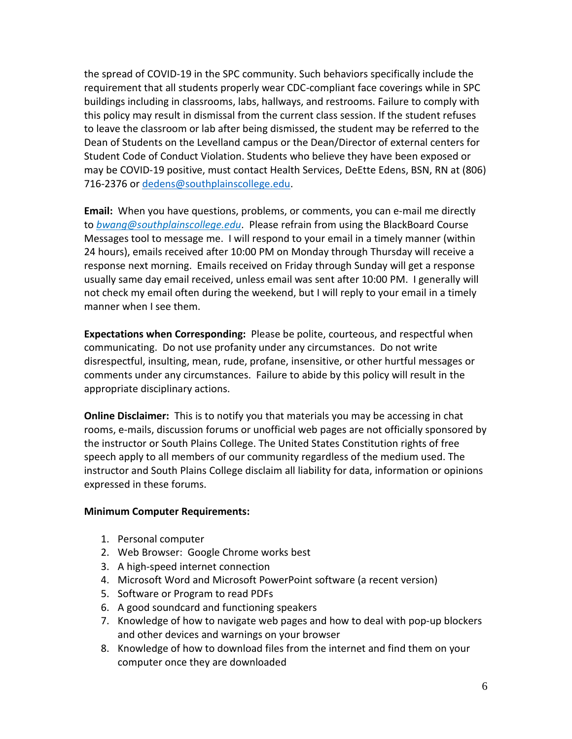the spread of COVID-19 in the SPC community. Such behaviors specifically include the requirement that all students properly wear CDC-compliant face coverings while in SPC buildings including in classrooms, labs, hallways, and restrooms. Failure to comply with this policy may result in dismissal from the current class session. If the student refuses to leave the classroom or lab after being dismissed, the student may be referred to the Dean of Students on the Levelland campus or the Dean/Director of external centers for Student Code of Conduct Violation. Students who believe they have been exposed or may be COVID-19 positive, must contact Health Services, DeEtte Edens, BSN, RN at (806) 716-2376 or dedens@southplainscollege.edu.

**Email:** When you have questions, problems, or comments, you can e-mail me directly to *bwang@southplainscollege.edu*. Please refrain from using the BlackBoard Course Messages tool to message me. I will respond to your email in a timely manner (within 24 hours), emails received after 10:00 PM on Monday through Thursday will receive a response next morning. Emails received on Friday through Sunday will get a response usually same day email received, unless email was sent after 10:00 PM. I generally will not check my email often during the weekend, but I will reply to your email in a timely manner when I see them.

**Expectations when Corresponding:** Please be polite, courteous, and respectful when communicating. Do not use profanity under any circumstances. Do not write disrespectful, insulting, mean, rude, profane, insensitive, or other hurtful messages or comments under any circumstances. Failure to abide by this policy will result in the appropriate disciplinary actions.

**Online Disclaimer:** This is to notify you that materials you may be accessing in chat rooms, e-mails, discussion forums or unofficial web pages are not officially sponsored by the instructor or South Plains College. The United States Constitution rights of free speech apply to all members of our community regardless of the medium used. The instructor and South Plains College disclaim all liability for data, information or opinions expressed in these forums.

**Minimum Computer Requirements:**

1. Personal computer
2. Web Browser: Google Chrome works best
3. A high-speed internet connection
4. Microsoft Word and Microsoft PowerPoint software (a recent version)
5. Software or Program to read PDFs
6. A good soundcard and functioning speakers
7. Knowledge of how to navigate web pages and how to deal with pop-up blockers and other devices and warnings on your browser
8. Knowledge of how to download files from the internet and find them on your computer once they are downloaded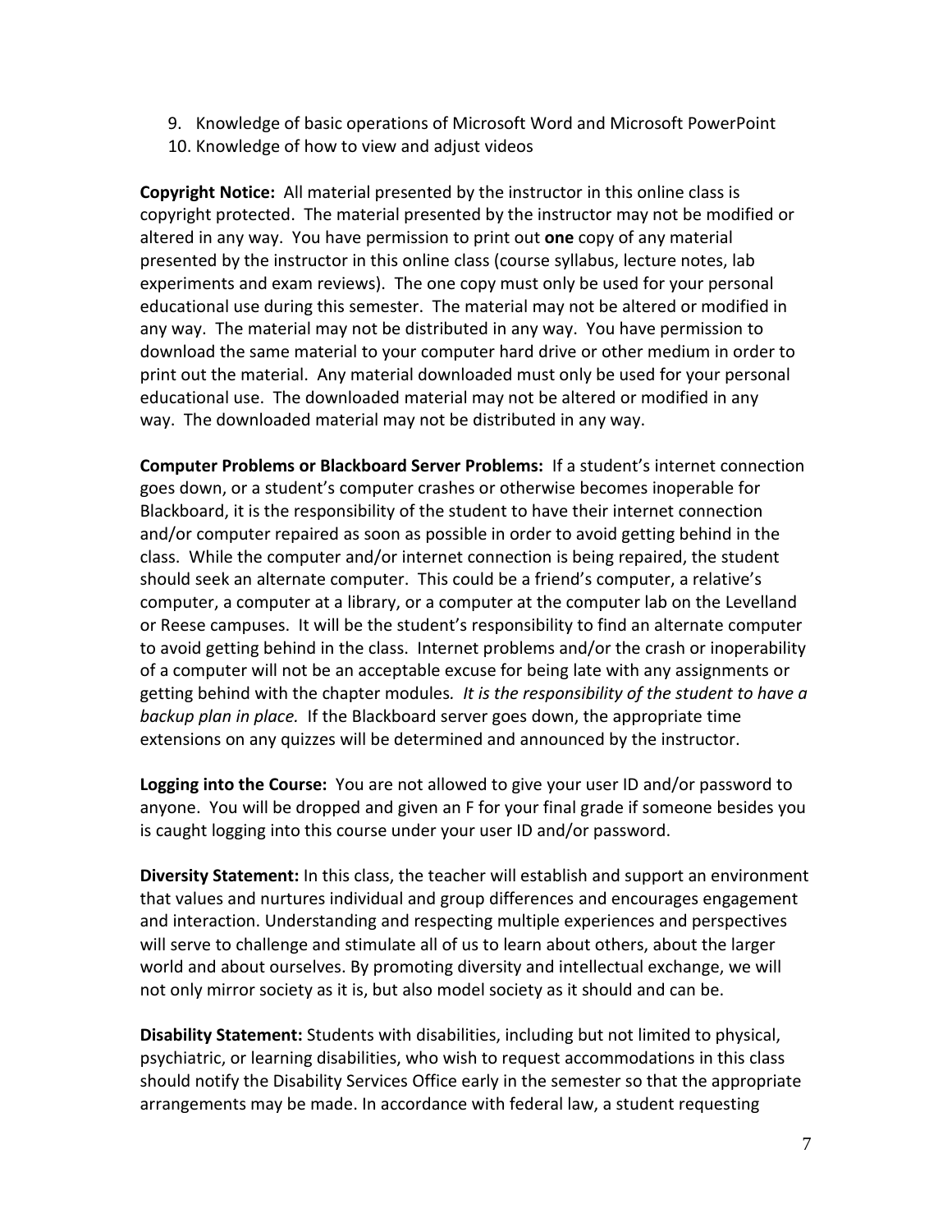9. Knowledge of basic operations of Microsoft Word and Microsoft PowerPoint
10. Knowledge of how to view and adjust videos

**Copyright Notice:** All material presented by the instructor in this online class is copyright protected. The material presented by the instructor may not be modified or altered in any way. You have permission to print out **one** copy of any material presented by the instructor in this online class (course syllabus, lecture notes, lab experiments and exam reviews). The one copy must only be used for your personal educational use during this semester. The material may not be altered or modified in any way. The material may not be distributed in any way. You have permission to download the same material to your computer hard drive or other medium in order to print out the material. Any material downloaded must only be used for your personal educational use. The downloaded material may not be altered or modified in any way. The downloaded material may not be distributed in any way.

**Computer Problems or Blackboard Server Problems:** If a student's internet connection goes down, or a student's computer crashes or otherwise becomes inoperable for Blackboard, it is the responsibility of the student to have their internet connection and/or computer repaired as soon as possible in order to avoid getting behind in the class. While the computer and/or internet connection is being repaired, the student should seek an alternate computer. This could be a friend's computer, a relative's computer, a computer at a library, or a computer at the computer lab on the Levelland or Reese campuses. It will be the student's responsibility to find an alternate computer to avoid getting behind in the class. Internet problems and/or the crash or inoperability of a computer will not be an acceptable excuse for being late with any assignments or getting behind with the chapter modules. *It is the responsibility of the student to have a backup plan in place.* If the Blackboard server goes down, the appropriate time extensions on any quizzes will be determined and announced by the instructor.

**Logging into the Course:** You are not allowed to give your user ID and/or password to anyone. You will be dropped and given an F for your final grade if someone besides you is caught logging into this course under your user ID and/or password.

**Diversity Statement:** In this class, the teacher will establish and support an environment that values and nurtures individual and group differences and encourages engagement and interaction. Understanding and respecting multiple experiences and perspectives will serve to challenge and stimulate all of us to learn about others, about the larger world and about ourselves. By promoting diversity and intellectual exchange, we will not only mirror society as it is, but also model society as it should and can be.

**Disability Statement:** Students with disabilities, including but not limited to physical, psychiatric, or learning disabilities, who wish to request accommodations in this class should notify the Disability Services Office early in the semester so that the appropriate arrangements may be made. In accordance with federal law, a student requesting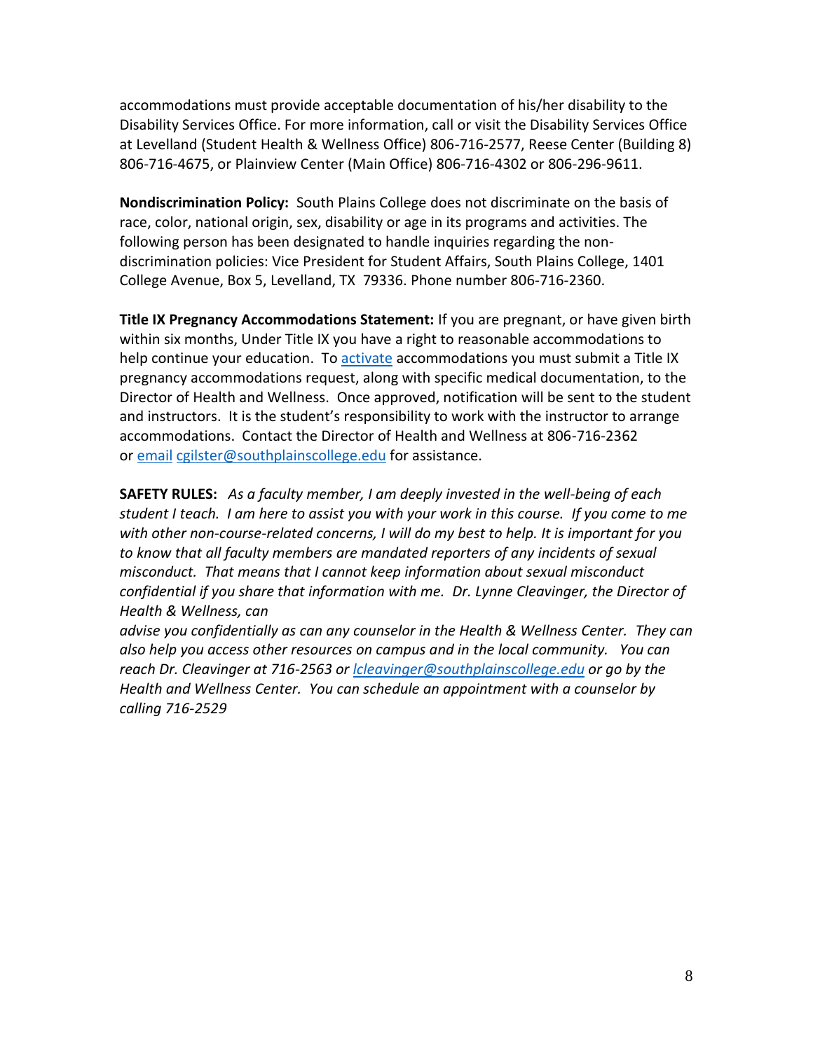accommodations must provide acceptable documentation of his/her disability to the Disability Services Office. For more information, call or visit the Disability Services Office at Levelland (Student Health & Wellness Office) 806-716-2577, Reese Center (Building 8) 806-716-4675, or Plainview Center (Main Office) 806-716-4302 or 806-296-9611.

**Nondiscrimination Policy:** South Plains College does not discriminate on the basis of race, color, national origin, sex, disability or age in its programs and activities. The following person has been designated to handle inquiries regarding the non-discrimination policies: Vice President for Student Affairs, South Plains College, 1401 College Avenue, Box 5, Levelland, TX 79336. Phone number 806-716-2360.

**Title IX Pregnancy Accommodations Statement:** If you are pregnant, or have given birth within six months, Under Title IX you have a right to reasonable accommodations to help continue your education. To activate accommodations you must submit a Title IX pregnancy accommodations request, along with specific medical documentation, to the Director of Health and Wellness. Once approved, notification will be sent to the student and instructors. It is the student's responsibility to work with the instructor to arrange accommodations. Contact the Director of Health and Wellness at 806-716-2362 or email cgilster@southplainscollege.edu for assistance.

**SAFETY RULES:** *As a faculty member, I am deeply invested in the well-being of each student I teach. I am here to assist you with your work in this course. If you come to me with other non-course-related concerns, I will do my best to help. It is important for you to know that all faculty members are mandated reporters of any incidents of sexual misconduct. That means that I cannot keep information about sexual misconduct confidential if you share that information with me. Dr. Lynne Cleavinger, the Director of Health & Wellness, can advise you confidentially as can any counselor in the Health & Wellness Center. They can also help you access other resources on campus and in the local community. You can reach Dr. Cleavinger at 716-2563 or lcleavinger@southplainscollege.edu or go by the Health and Wellness Center. You can schedule an appointment with a counselor by calling 716-2529*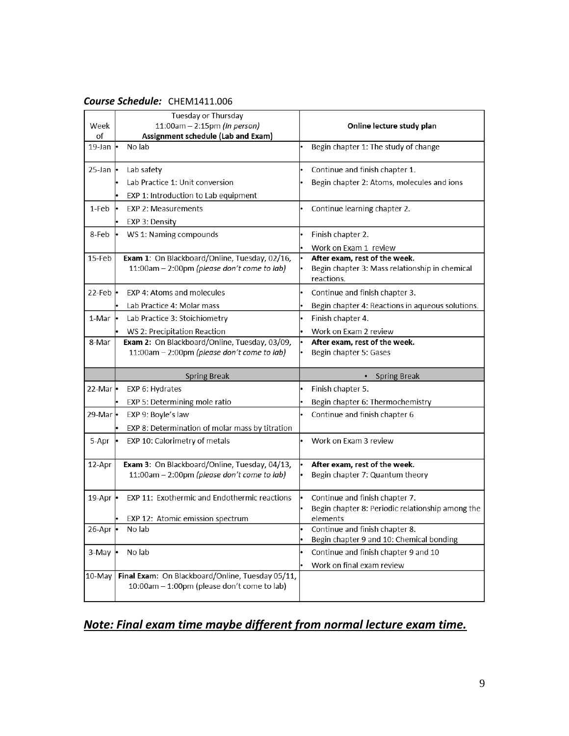***Course Schedule:*** CHEM1411.006

| Week of | Tuesday or Thursday<br>11:00am – 2:15pm *(In person)*<br>**Assignment schedule (Lab and Exam)** | **Online lecture study plan** |
|---|---|---|
| 19-Jan | • No lab | • Begin chapter 1: The study of change |
| 25-Jan | • Lab safety<br>• Lab Practice 1: Unit conversion<br>• EXP 1: Introduction to Lab equipment | • Continue and finish chapter 1.<br>• Begin chapter 2: Atoms, molecules and ions |
| 1-Feb | • EXP 2: Measurements<br>• EXP 3: Density | • Continue learning chapter 2. |
| 8-Feb | • WS 1: Naming compounds | • Finish chapter 2.<br>• Work on Exam 1 review |
| 15-Feb | **Exam 1**: On Blackboard/Online, Tuesday, 02/16, 11:00am – 2:00pm *(please don't come to lab)* | • **After exam, rest of the week.**<br>• Begin chapter 3: Mass relationship in chemical reactions. |
| 22-Feb | • EXP 4: Atoms and molecules<br>• Lab Practice 4: Molar mass | • Continue and finish chapter 3.<br>• Begin chapter 4: Reactions in aqueous solutions. |
| 1-Mar | • Lab Practice 3: Stoichiometry<br>• WS 2: Precipitation Reaction | • Finish chapter 4.<br>• Work on Exam 2 review |
| 8-Mar | **Exam 2**: On Blackboard/Online, Tuesday, 03/09, 11:00am – 2:00pm *(please don't come to lab)* | • **After exam, rest of the week.**<br>• Begin chapter 5: Gases |
| | Spring Break | • Spring Break |
| 22-Mar | • EXP 6: Hydrates<br>• EXP 5: Determining mole ratio | • Finish chapter 5.<br>• Begin chapter 6: Thermochemistry |
| 29-Mar | • EXP 9: Boyle's law<br>• EXP 8: Determination of molar mass by titration | • Continue and finish chapter 6 |
| 5-Apr | • EXP 10: Calorimetry of metals | • Work on Exam 3 review |
| 12-Apr | **Exam 3**: On Blackboard/Online, Tuesday, 04/13, 11:00am – 2:00pm *(please don't come to lab)* | • **After exam, rest of the week.**<br>• Begin chapter 7: Quantum theory |
| 19-Apr | • EXP 11: Exothermic and Endothermic reactions<br>• EXP 12: Atomic emission spectrum | • Continue and finish chapter 7.<br>• Begin chapter 8: Periodic relationship among the elements |
| 26-Apr | • No lab | • Continue and finish chapter 8.<br>• Begin chapter 9 and 10: Chemical bonding |
| 3-May | • No lab | • Continue and finish chapter 9 and 10<br>• Work on final exam review |
| 10-May | **Final Exam**: On Blackboard/Online, Tuesday 05/11, 10:00am – 1:00pm (please don't come to lab) | |

***Note: Final exam time maybe different from normal lecture exam time.***